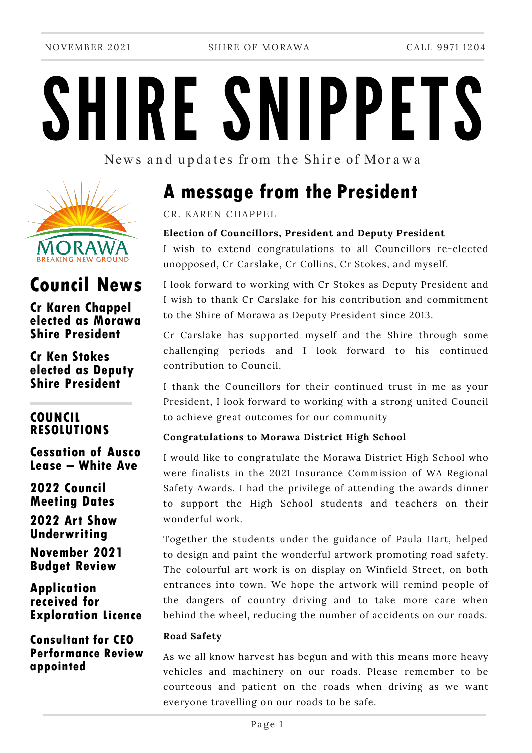# SHIRE SNIPPETS

News and updates from the Shire of Morawa

MORAWA
BREAKING NEW GROUND

## Council News

**Cr Karen Chappel elected as Morawa Shire President**

**Cr Ken Stokes elected as Deputy Shire President**

### COUNCIL RESOLUTIONS

**Cessation of Ausco Lease – White Ave**

**2022 Council Meeting Dates**

**2022 Art Show Underwriting**

**November 2021 Budget Review**

**Application received for Exploration Licence**

**Consultant for CEO Performance Review appointed**

## A message from the President

CR. KAREN CHAPPEL

**Election of Councillors, President and Deputy President**

I wish to extend congratulations to all Councillors re-elected unopposed, Cr Carslake, Cr Collins, Cr Stokes, and myself.

I look forward to working with Cr Stokes as Deputy President and I wish to thank Cr Carslake for his contribution and commitment to the Shire of Morawa as Deputy President since 2013.

Cr Carslake has supported myself and the Shire through some challenging periods and I look forward to his continued contribution to Council.

I thank the Councillors for their continued trust in me as your President, I look forward to working with a strong united Council to achieve great outcomes for our community

**Congratulations to Morawa District High School**

I would like to congratulate the Morawa District High School who were finalists in the 2021 Insurance Commission of WA Regional Safety Awards. I had the privilege of attending the awards dinner to support the High School students and teachers on their wonderful work.

Together the students under the guidance of Paula Hart, helped to design and paint the wonderful artwork promoting road safety. The colourful art work is on display on Winfield Street, on both entrances into town. We hope the artwork will remind people of the dangers of country driving and to take more care when behind the wheel, reducing the number of accidents on our roads.

**Road Safety**

As we all know harvest has begun and with this means more heavy vehicles and machinery on our roads. Please remember to be courteous and patient on the roads when driving as we want everyone travelling on our roads to be safe.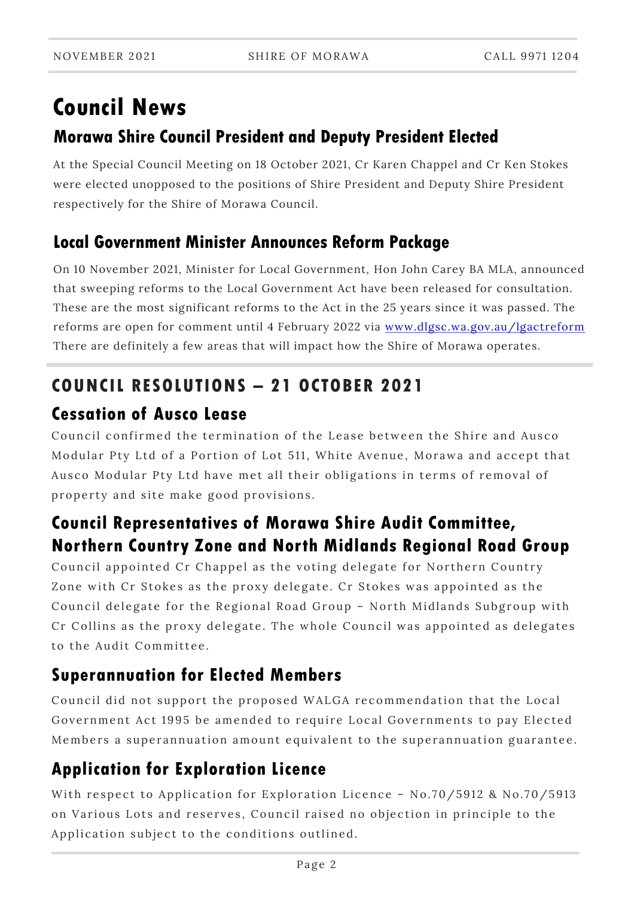# Council News

## Morawa Shire Council President and Deputy President Elected

At the Special Council Meeting on 18 October 2021, Cr Karen Chappel and Cr Ken Stokes were elected unopposed to the positions of Shire President and Deputy Shire President respectively for the Shire of Morawa Council.

## Local Government Minister Announces Reform Package

On 10 November 2021, Minister for Local Government, Hon John Carey BA MLA, announced that sweeping reforms to the Local Government Act have been released for consultation. These are the most significant reforms to the Act in the 25 years since it was passed. The reforms are open for comment until 4 February 2022 via [www.dlgsc.wa.gov.au/lgactreform](http://www.dlgsc.wa.gov.au/lgactreform) There are definitely a few areas that will impact how the Shire of Morawa operates.

# COUNCIL RESOLUTIONS – 21 OCTOBER 2021

## Cessation of Ausco Lease

Council confirmed the termination of the Lease between the Shire and Ausco Modular Pty Ltd of a Portion of Lot 511, White Avenue, Morawa and accept that Ausco Modular Pty Ltd have met all their obligations in terms of removal of property and site make good provisions.

## Council Representatives of Morawa Shire Audit Committee, Northern Country Zone and North Midlands Regional Road Group

Council appointed Cr Chappel as the voting delegate for Northern Country Zone with Cr Stokes as the proxy delegate. Cr Stokes was appointed as the Council delegate for the Regional Road Group – North Midlands Subgroup with Cr Collins as the proxy delegate. The whole Council was appointed as delegates to the Audit Committee.

## Superannuation for Elected Members

Council did not support the proposed WALGA recommendation that the Local Government Act 1995 be amended to require Local Governments to pay Elected Members a superannuation amount equivalent to the superannuation guarantee.

## Application for Exploration Licence

With respect to Application for Exploration Licence – No.70/5912 & No.70/5913 on Various Lots and reserves, Council raised no objection in principle to the Application subject to the conditions outlined.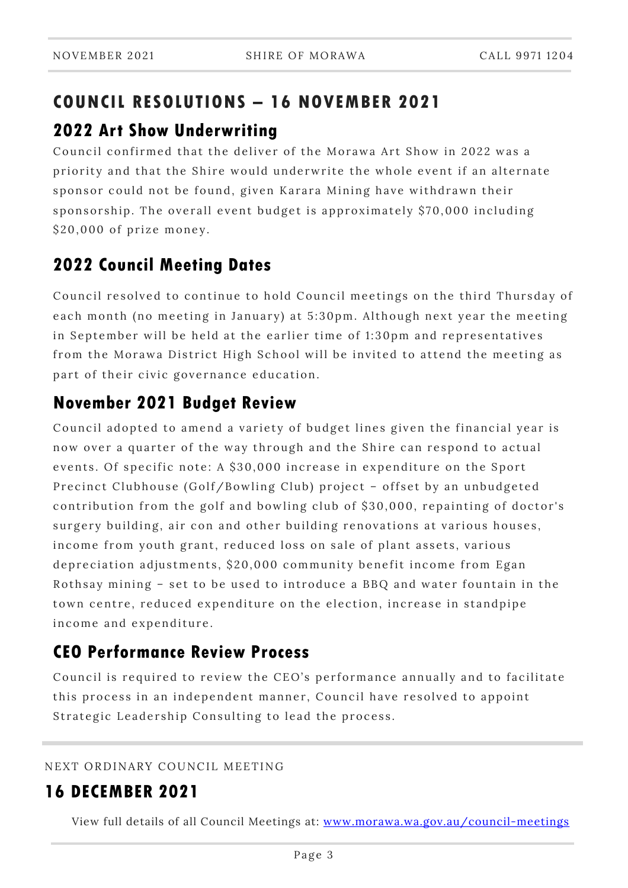# COUNCIL RESOLUTIONS – 16 NOVEMBER 2021

## 2022 Art Show Underwriting

Council confirmed that the deliver of the Morawa Art Show in 2022 was a priority and that the Shire would underwrite the whole event if an alternate sponsor could not be found, given Karara Mining have withdrawn their sponsorship. The overall event budget is approximately $70,000 including $20,000 of prize money.

## 2022 Council Meeting Dates

Council resolved to continue to hold Council meetings on the third Thursday of each month (no meeting in January) at 5:30pm. Although next year the meeting in September will be held at the earlier time of 1:30pm and representatives from the Morawa District High School will be invited to attend the meeting as part of their civic governance education.

## November 2021 Budget Review

Council adopted to amend a variety of budget lines given the financial year is now over a quarter of the way through and the Shire can respond to actual events. Of specific note: A $30,000 increase in expenditure on the Sport Precinct Clubhouse (Golf/Bowling Club) project – offset by an unbudgeted contribution from the golf and bowling club of $30,000, repainting of doctor's surgery building, air con and other building renovations at various houses, income from youth grant, reduced loss on sale of plant assets, various depreciation adjustments, $20,000 community benefit income from Egan Rothsay mining – set to be used to introduce a BBQ and water fountain in the town centre, reduced expenditure on the election, increase in standpipe income and expenditure.

## CEO Performance Review Process

Council is required to review the CEO's performance annually and to facilitate this process in an independent manner, Council have resolved to appoint Strategic Leadership Consulting to lead the process.

NEXT ORDINARY COUNCIL MEETING

## 16 DECEMBER 2021

View full details of all Council Meetings at: [www.morawa.wa.gov.au/council-meetings](www.morawa.wa.gov.au/council-meetings)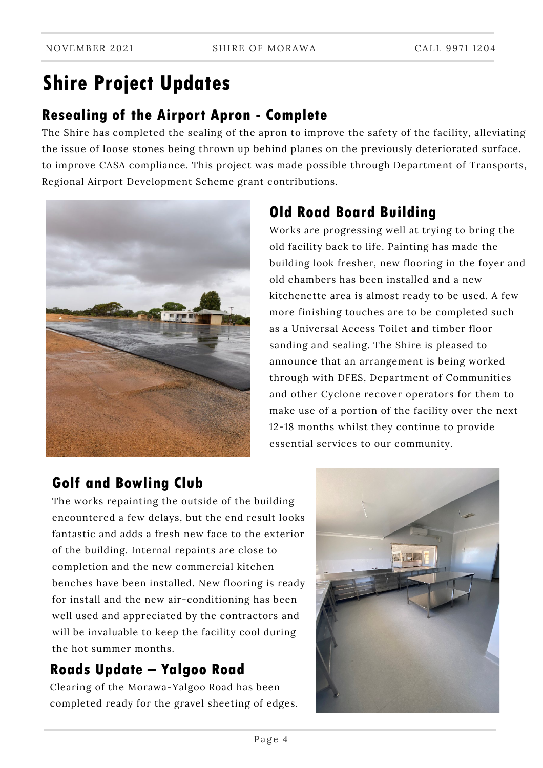# Shire Project Updates

## Resealing of the Airport Apron - Complete

The Shire has completed the sealing of the apron to improve the safety of the facility, alleviating the issue of loose stones being thrown up behind planes on the previously deteriorated surface. to improve CASA compliance. This project was made possible through Department of Transports, Regional Airport Development Scheme grant contributions.

## Old Road Board Building

Works are progressing well at trying to bring the old facility back to life. Painting has made the building look fresher, new flooring in the foyer and old chambers has been installed and a new kitchenette area is almost ready to be used. A few more finishing touches are to be completed such as a Universal Access Toilet and timber floor sanding and sealing. The Shire is pleased to announce that an arrangement is being worked through with DFES, Department of Communities and other Cyclone recover operators for them to make use of a portion of the facility over the next 12-18 months whilst they continue to provide essential services to our community.

## Golf and Bowling Club

The works repainting the outside of the building encountered a few delays, but the end result looks fantastic and adds a fresh new face to the exterior of the building. Internal repaints are close to completion and the new commercial kitchen benches have been installed. New flooring is ready for install and the new air-conditioning has been well used and appreciated by the contractors and will be invaluable to keep the facility cool during the hot summer months.

## Roads Update – Yalgoo Road

Clearing of the Morawa-Yalgoo Road has been completed ready for the gravel sheeting of edges.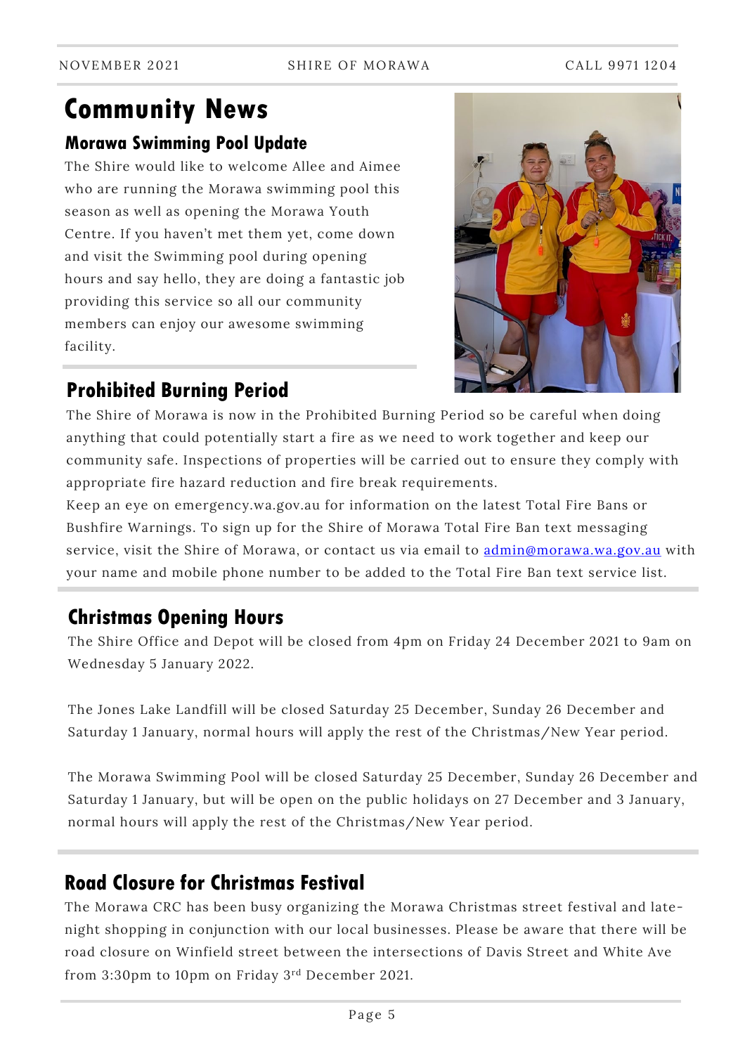# Community News

## Morawa Swimming Pool Update

The Shire would like to welcome Allee and Aimee who are running the Morawa swimming pool this season as well as opening the Morawa Youth Centre. If you haven't met them yet, come down and visit the Swimming pool during opening hours and say hello, they are doing a fantastic job providing this service so all our community members can enjoy our awesome swimming facility.

## Prohibited Burning Period

The Shire of Morawa is now in the Prohibited Burning Period so be careful when doing anything that could potentially start a fire as we need to work together and keep our community safe. Inspections of properties will be carried out to ensure they comply with appropriate fire hazard reduction and fire break requirements.

Keep an eye on emergency.wa.gov.au for information on the latest Total Fire Bans or Bushfire Warnings. To sign up for the Shire of Morawa Total Fire Ban text messaging service, visit the Shire of Morawa, or contact us via email to admin@morawa.wa.gov.au with your name and mobile phone number to be added to the Total Fire Ban text service list.

## Christmas Opening Hours

The Shire Office and Depot will be closed from 4pm on Friday 24 December 2021 to 9am on Wednesday 5 January 2022.

The Jones Lake Landfill will be closed Saturday 25 December, Sunday 26 December and Saturday 1 January, normal hours will apply the rest of the Christmas/New Year period.

The Morawa Swimming Pool will be closed Saturday 25 December, Sunday 26 December and Saturday 1 January, but will be open on the public holidays on 27 December and 3 January, normal hours will apply the rest of the Christmas/New Year period.

## Road Closure for Christmas Festival

The Morawa CRC has been busy organizing the Morawa Christmas street festival and late-night shopping in conjunction with our local businesses. Please be aware that there will be road closure on Winfield street between the intersections of Davis Street and White Ave from 3:30pm to 10pm on Friday 3rd December 2021.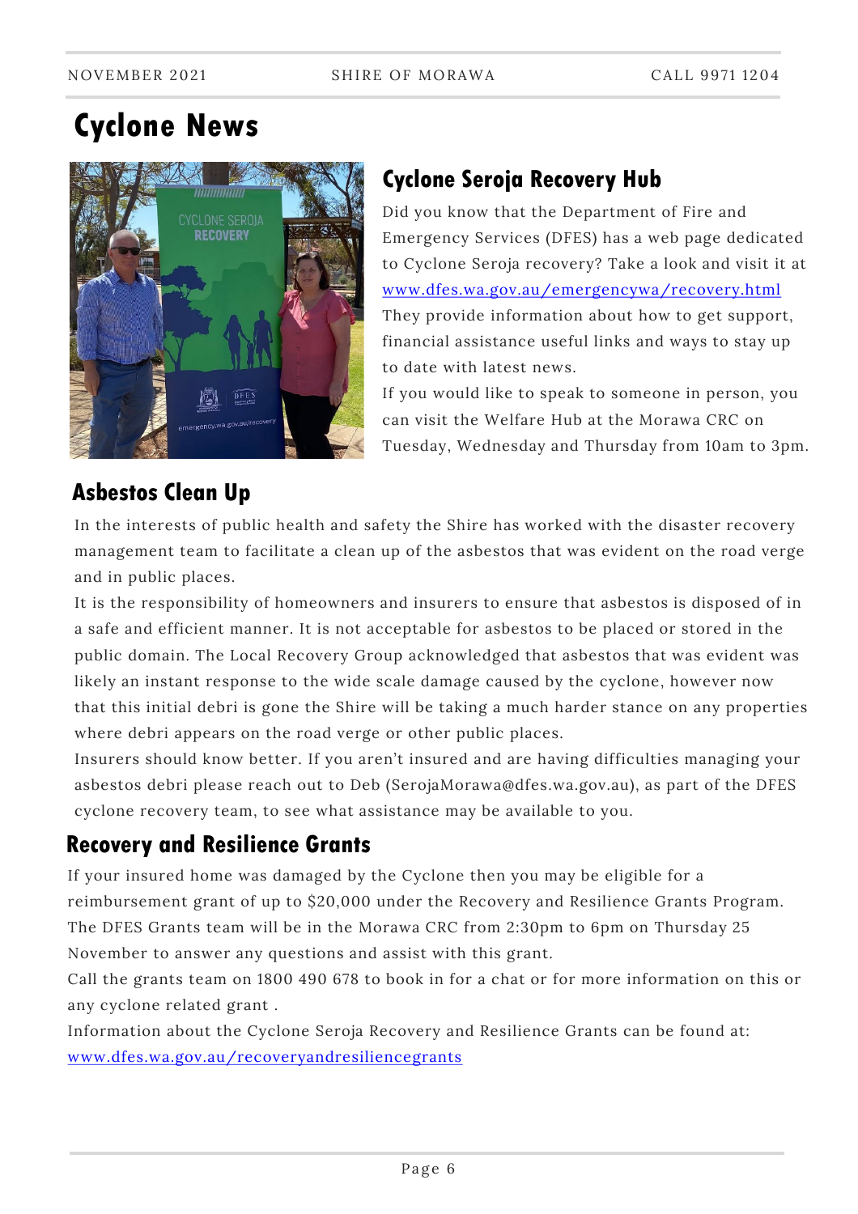# Cyclone News

## Cyclone Seroja Recovery Hub

Did you know that the Department of Fire and Emergency Services (DFES) has a web page dedicated to Cyclone Seroja recovery? Take a look and visit it at www.dfes.wa.gov.au/emergencywa/recovery.html They provide information about how to get support, financial assistance useful links and ways to stay up to date with latest news.

If you would like to speak to someone in person, you can visit the Welfare Hub at the Morawa CRC on Tuesday, Wednesday and Thursday from 10am to 3pm.

## Asbestos Clean Up

In the interests of public health and safety the Shire has worked with the disaster recovery management team to facilitate a clean up of the asbestos that was evident on the road verge and in public places.

It is the responsibility of homeowners and insurers to ensure that asbestos is disposed of in a safe and efficient manner. It is not acceptable for asbestos to be placed or stored in the public domain. The Local Recovery Group acknowledged that asbestos that was evident was likely an instant response to the wide scale damage caused by the cyclone, however now that this initial debri is gone the Shire will be taking a much harder stance on any properties where debri appears on the road verge or other public places.

Insurers should know better. If you aren't insured and are having difficulties managing your asbestos debri please reach out to Deb (SerojaMorawa@dfes.wa.gov.au), as part of the DFES cyclone recovery team, to see what assistance may be available to you.

## Recovery and Resilience Grants

If your insured home was damaged by the Cyclone then you may be eligible for a reimbursement grant of up to $20,000 under the Recovery and Resilience Grants Program. The DFES Grants team will be in the Morawa CRC from 2:30pm to 6pm on Thursday 25 November to answer any questions and assist with this grant.

Call the grants team on 1800 490 678 to book in for a chat or for more information on this or any cyclone related grant .

Information about the Cyclone Seroja Recovery and Resilience Grants can be found at: www.dfes.wa.gov.au/recoveryandresiliencegrants